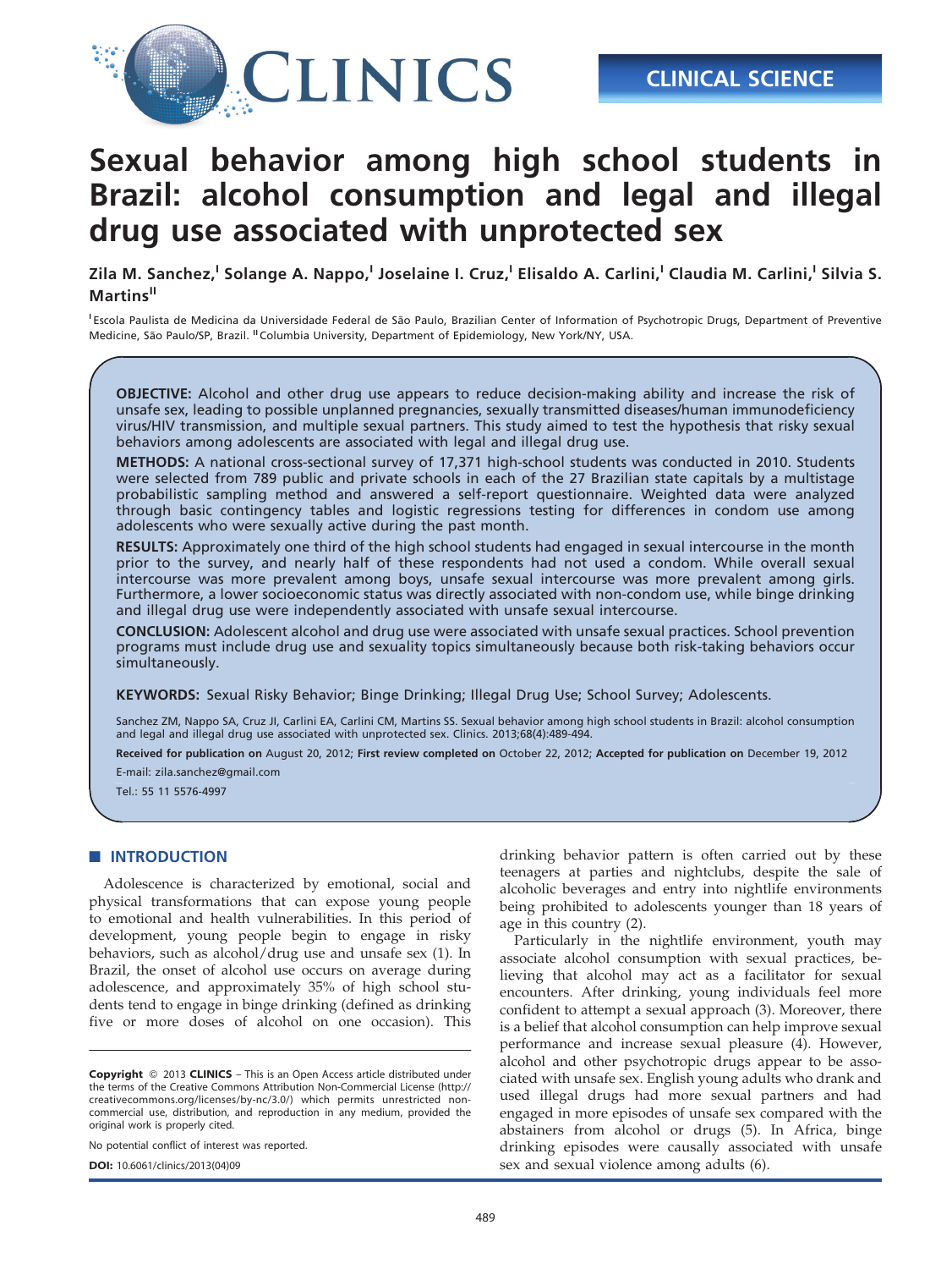CLINICAL SCIENCE

# Sexual behavior among high school students in Brazil: alcohol consumption and legal and illegal drug use associated with unprotected sex

Zila M. Sanchez,[I] Solange A. Nappo,[I] Joselaine I. Cruz,[I] Elisaldo A. Carlini,[I] Claudia M. Carlini,[I] Silvia S. Martins[II]

[I] Escola Paulista de Medicina da Universidade Federal de São Paulo, Brazilian Center of Information of Psychotropic Drugs, Department of Preventive Medicine, São Paulo/SP, Brazil. [II] Columbia University, Department of Epidemiology, New York/NY, USA.

**OBJECTIVE:** Alcohol and other drug use appears to reduce decision-making ability and increase the risk of unsafe sex, leading to possible unplanned pregnancies, sexually transmitted diseases/human immunodeficiency virus/HIV transmission, and multiple sexual partners. This study aimed to test the hypothesis that risky sexual behaviors among adolescents are associated with legal and illegal drug use.

**METHODS:** A national cross-sectional survey of 17,371 high-school students was conducted in 2010. Students were selected from 789 public and private schools in each of the 27 Brazilian state capitals by a multistage probabilistic sampling method and answered a self-report questionnaire. Weighted data were analyzed through basic contingency tables and logistic regressions testing for differences in condom use among adolescents who were sexually active during the past month.

**RESULTS:** Approximately one third of the high school students had engaged in sexual intercourse in the month prior to the survey, and nearly half of these respondents had not used a condom. While overall sexual intercourse was more prevalent among boys, unsafe sexual intercourse was more prevalent among girls. Furthermore, a lower socioeconomic status was directly associated with non-condom use, while binge drinking and illegal drug use were independently associated with unsafe sexual intercourse.

**CONCLUSION:** Adolescent alcohol and drug use were associated with unsafe sexual practices. School prevention programs must include drug use and sexuality topics simultaneously because both risk-taking behaviors occur simultaneously.

**KEYWORDS:** Sexual Risky Behavior; Binge Drinking; Illegal Drug Use; School Survey; Adolescents.

Sanchez ZM, Nappo SA, Cruz JI, Carlini EA, Carlini CM, Martins SS. Sexual behavior among high school students in Brazil: alcohol consumption and legal and illegal drug use associated with unprotected sex. Clinics. 2013;68(4):489-494.

**Received for publication on** August 20, 2012; **First review completed on** October 22, 2012; **Accepted for publication on** December 19, 2012

E-mail: zila.sanchez@gmail.com

Tel.: 55 11 5576-4997

## INTRODUCTION

Adolescence is characterized by emotional, social and physical transformations that can expose young people to emotional and health vulnerabilities. In this period of development, young people begin to engage in risky behaviors, such as alcohol/drug use and unsafe sex (1). In Brazil, the onset of alcohol use occurs on average during adolescence, and approximately 35% of high school students tend to engage in binge drinking (defined as drinking five or more doses of alcohol on one occasion). This drinking behavior pattern is often carried out by these teenagers at parties and nightclubs, despite the sale of alcoholic beverages and entry into nightlife environments being prohibited to adolescents younger than 18 years of age in this country (2).

Particularly in the nightlife environment, youth may associate alcohol consumption with sexual practices, believing that alcohol may act as a facilitator for sexual encounters. After drinking, young individuals feel more confident to attempt a sexual approach (3). Moreover, there is a belief that alcohol consumption can help improve sexual performance and increase sexual pleasure (4). However, alcohol and other psychotropic drugs appear to be associated with unsafe sex. English young adults who drank and used illegal drugs had more sexual partners and had engaged in more episodes of unsafe sex compared with the abstainers from alcohol or drugs (5). In Africa, binge drinking episodes were causally associated with unsafe sex and sexual violence among adults (6).

**Copyright** © 2013 **CLINICS** – This is an Open Access article distributed under the terms of the Creative Commons Attribution Non-Commercial License (http://creativecommons.org/licenses/by-nc/3.0/) which permits unrestricted non-commercial use, distribution, and reproduction in any medium, provided the original work is properly cited.

No potential conflict of interest was reported.

**DOI:** 10.6061/clinics/2013(04)09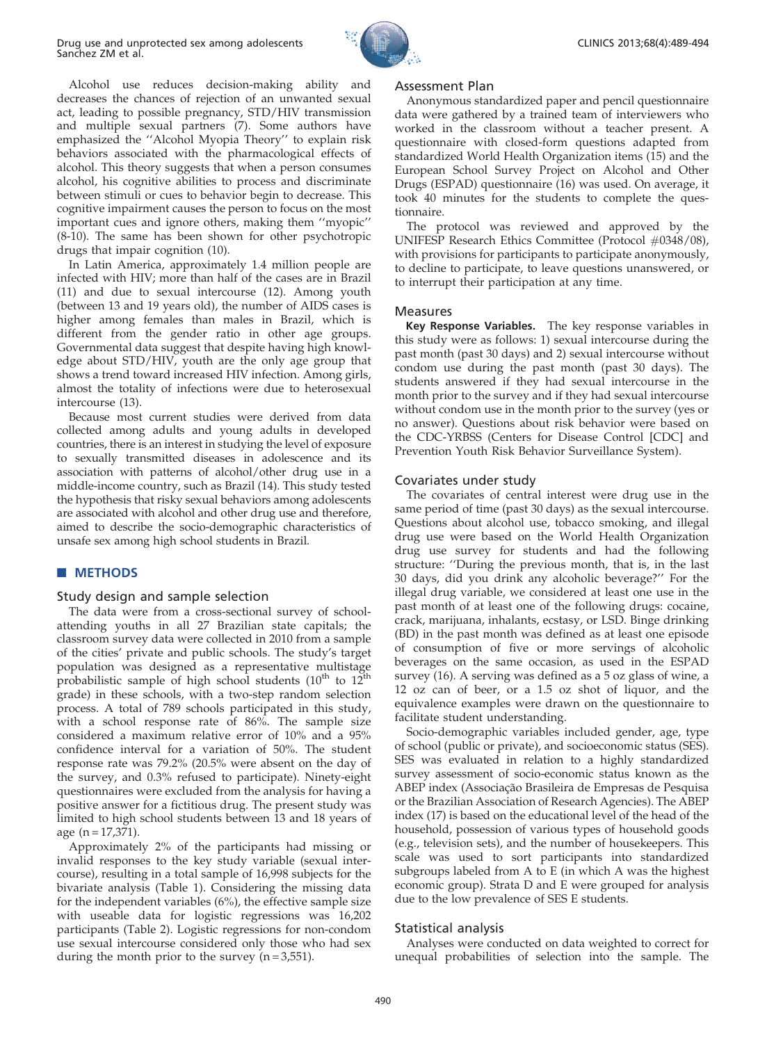Alcohol use reduces decision-making ability and decreases the chances of rejection of an unwanted sexual act, leading to possible pregnancy, STD/HIV transmission and multiple sexual partners (7). Some authors have emphasized the ''Alcohol Myopia Theory'' to explain risk behaviors associated with the pharmacological effects of alcohol. This theory suggests that when a person consumes alcohol, his cognitive abilities to process and discriminate between stimuli or cues to behavior begin to decrease. This cognitive impairment causes the person to focus on the most important cues and ignore others, making them ''myopic'' (8-10). The same has been shown for other psychotropic drugs that impair cognition (10).

In Latin America, approximately 1.4 million people are infected with HIV; more than half of the cases are in Brazil (11) and due to sexual intercourse (12). Among youth (between 13 and 19 years old), the number of AIDS cases is higher among females than males in Brazil, which is different from the gender ratio in other age groups. Governmental data suggest that despite having high knowledge about STD/HIV, youth are the only age group that shows a trend toward increased HIV infection. Among girls, almost the totality of infections were due to heterosexual intercourse (13).

Because most current studies were derived from data collected among adults and young adults in developed countries, there is an interest in studying the level of exposure to sexually transmitted diseases in adolescence and its association with patterns of alcohol/other drug use in a middle-income country, such as Brazil (14). This study tested the hypothesis that risky sexual behaviors among adolescents are associated with alcohol and drug use and therefore, aimed to describe the socio-demographic characteristics of unsafe sex among high school students in Brazil.

## METHODS

### Study design and sample selection

The data were from a cross-sectional survey of school-attending youths in all 27 Brazilian state capitals; the classroom survey data were collected in 2010 from a sample of the cities' private and public schools. The study's target population was designed as a representative multistage probabilistic sample of high school students (10th to 12th grade) in these schools, with a two-step random selection process. A total of 789 schools participated in this study, with a school response rate of 86%. The sample size considered a maximum relative error of 10% and a 95% confidence interval for a variation of 50%. The student response rate was 79.2% (20.5% were absent on the day of the survey, and 0.3% refused to participate). Ninety-eight questionnaires were excluded from the analysis for having a positive answer for a fictitious drug. The present study was limited to high school students between 13 and 18 years of age (n = 17,371).

Approximately 2% of the participants had missing or invalid responses to the key study variable (sexual intercourse), resulting in a total sample of 16,998 subjects for the bivariate analysis (Table 1). Considering the missing data for the independent variables (6%), the effective sample size with useable data for logistic regressions was 16,202 participants (Table 2). Logistic regressions for non-condom use sexual intercourse considered only those who had sex during the month prior to the survey (n = 3,551).

### Assessment Plan

Anonymous standardized paper and pencil questionnaire data were gathered by a trained team of interviewers who worked in the classroom without a teacher present. A questionnaire with closed-form questions adapted from standardized World Health Organization items (15) and the European School Survey Project on Alcohol and Other Drugs (ESPAD) questionnaire (16) was used. On average, it took 40 minutes for the students to complete the questionnaire.

The protocol was reviewed and approved by the UNIFESP Research Ethics Committee (Protocol #0348/08), with provisions for participants to participate anonymously, to decline to participate, to leave questions unanswered, or to interrupt their participation at any time.

### Measures

**Key Response Variables.** The key response variables in this study were as follows: 1) sexual intercourse during the past month (past 30 days) and 2) sexual intercourse without condom use during the past month (past 30 days). The students answered if they had sexual intercourse in the month prior to the survey and if they had sexual intercourse without condom use in the month prior to the survey (yes or no answer). Questions about risk behavior were based on the CDC-YRBSS (Centers for Disease Control [CDC] and Prevention Youth Risk Behavior Surveillance System).

### Covariates under study

The covariates of central interest were drug use in the same period of time (past 30 days) as the sexual intercourse. Questions about alcohol use, tobacco smoking, and illegal drug use were based on the World Health Organization drug use survey for students and had the following structure: ''During the previous month, that is, in the last 30 days, did you drink any alcoholic beverage?'' For the illegal drug variable, we considered at least one use in the past month of at least one of the following drugs: cocaine, crack, marijuana, inhalants, ecstasy, or LSD. Binge drinking (BD) in the past month was defined as at least one episode of consumption of five or more servings of alcoholic beverages on the same occasion, as used in the ESPAD survey (16). A serving was defined as a 5 oz glass of wine, a 12 oz can of beer, or a 1.5 oz shot of liquor, and the equivalence examples were drawn on the questionnaire to facilitate student understanding.

Socio-demographic variables included gender, age, type of school (public or private), and socioeconomic status (SES). SES was evaluated in relation to a highly standardized survey assessment of socio-economic status known as the ABEP index (Associação Brasileira de Empresas de Pesquisa or the Brazilian Association of Research Agencies). The ABEP index (17) is based on the educational level of the head of the household, possession of various types of household goods (e.g., television sets), and the number of housekeepers. This scale was used to sort participants into standardized subgroups labeled from A to E (in which A was the highest economic group). Strata D and E were grouped for analysis due to the low prevalence of SES E students.

### Statistical analysis

Analyses were conducted on data weighted to correct for unequal probabilities of selection into the sample. The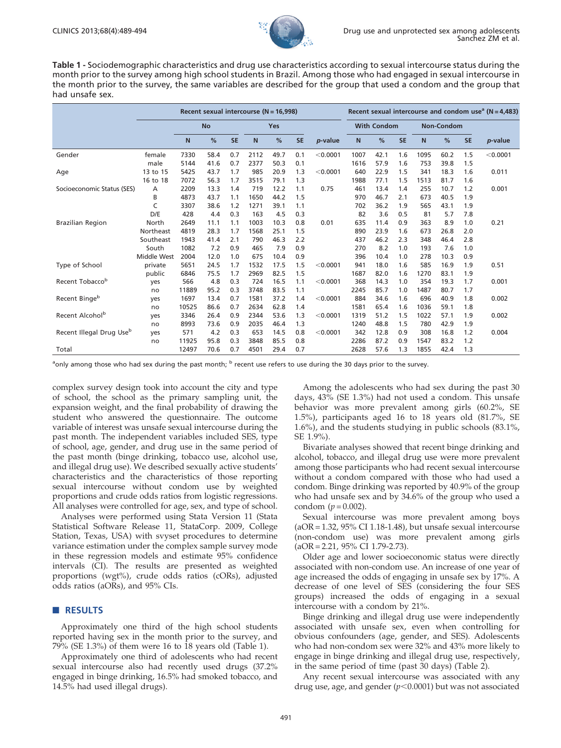**Table 1 -** Sociodemographic characteristics and drug use characteristics according to sexual intercourse status during the month prior to the survey among high school students in Brazil. Among those who had engaged in sexual intercourse in the month prior to the survey, the same variables are described for the group that used a condom and the group that had unsafe sex.

| | | Recent sexual intercourse (N = 16,998) | | | | | | | Recent sexual intercourse and condom use[a] (N = 4,483) | | | | | | |
|---|---|---|---|---|---|---|---|---|---|---|---|---|---|---|---|
| | | No | | | Yes | | | | With Condom | | | Non-Condom | | | |
| | | N | % | SE | N | % | SE | *p*-value | N | % | SE | N | % | SE | *p*-value |
| Gender | female | 7330 | 58.4 | 0.7 | 2112 | 49.7 | 0.1 | <0.0001 | 1007 | 42.1 | 1.6 | 1095 | 60.2 | 1.5 | <0.0001 |
| | male | 5144 | 41.6 | 0.7 | 2377 | 50.3 | 0.1 | | 1616 | 57.9 | 1.6 | 753 | 39.8 | 1.5 | |
| Age | 13 to 15 | 5425 | 43.7 | 1.7 | 985 | 20.9 | 1.3 | <0.0001 | 640 | 22.9 | 1.5 | 341 | 18.3 | 1.6 | 0.011 |
| | 16 to 18 | 7072 | 56.3 | 1.7 | 3515 | 79.1 | 1.3 | | 1988 | 77.1 | 1.5 | 1513 | 81.7 | 1.6 | |
| Socioeconomic Status (SES) | A | 2209 | 13.3 | 1.4 | 719 | 12.2 | 1.1 | 0.75 | 461 | 13.4 | 1.4 | 255 | 10.7 | 1.2 | 0.001 |
| | B | 4873 | 43.7 | 1.1 | 1650 | 44.2 | 1.5 | | 970 | 46.7 | 2.1 | 673 | 40.5 | 1.9 | |
| | C | 3307 | 38.6 | 1.2 | 1271 | 39.1 | 1.1 | | 702 | 36.2 | 1.9 | 565 | 43.1 | 1.9 | |
| | D/E | 428 | 4.4 | 0.3 | 163 | 4.5 | 0.3 | | 82 | 3.6 | 0.5 | 81 | 5.7 | 7.8 | |
| Brazilian Region | North | 2649 | 11.1 | 1.1 | 1003 | 10.3 | 0.8 | 0.01 | 635 | 11.4 | 0.9 | 363 | 8.9 | 1.0 | 0.21 |
| | Northeast | 4819 | 28.3 | 1.7 | 1568 | 25.1 | 1.5 | | 890 | 23.9 | 1.6 | 673 | 26.8 | 2.0 | |
| | Southeast | 1943 | 41.4 | 2.1 | 790 | 46.3 | 2.2 | | 437 | 46.2 | 2.3 | 348 | 46.4 | 2.8 | |
| | South | 1082 | 7.2 | 0.9 | 465 | 7.9 | 0.9 | | 270 | 8.2 | 1.0 | 193 | 7.6 | 1.0 | |
| | Middle West | 2004 | 12.0 | 1.0 | 675 | 10.4 | 0.9 | | 396 | 10.4 | 1.0 | 278 | 10.3 | 0.9 | |
| Type of School | private | 5651 | 24.5 | 1.7 | 1532 | 17.5 | 1.5 | <0.0001 | 941 | 18.0 | 1.6 | 585 | 16.9 | 1.9 | 0.51 |
| | public | 6846 | 75.5 | 1.7 | 2969 | 82.5 | 1.5 | | 1687 | 82.0 | 1.6 | 1270 | 83.1 | 1.9 | |
| Recent Tobacco[b] | yes | 566 | 4.8 | 0.3 | 724 | 16.5 | 1.1 | <0.0001 | 368 | 14.3 | 1.0 | 354 | 19.3 | 1.7 | 0.001 |
| | no | 11889 | 95.2 | 0.3 | 3748 | 83.5 | 1.1 | | 2245 | 85.7 | 1.0 | 1487 | 80.7 | 1.7 | |
| Recent Binge[b] | yes | 1697 | 13.4 | 0.7 | 1581 | 37.2 | 1.4 | <0.0001 | 884 | 34.6 | 1.6 | 696 | 40.9 | 1.8 | 0.002 |
| | no | 10525 | 86.6 | 0.7 | 2634 | 62.8 | 1.4 | | 1581 | 65.4 | 1.6 | 1036 | 59.1 | 1.8 | |
| Recent Alcohol[b] | yes | 3346 | 26.4 | 0.9 | 2344 | 53.6 | 1.3 | <0.0001 | 1319 | 51.2 | 1.5 | 1022 | 57.1 | 1.9 | 0.002 |
| | no | 8993 | 73.6 | 0.9 | 2035 | 46.4 | 1.3 | | 1240 | 48.8 | 1.5 | 780 | 42.9 | 1.9 | |
| Recent Illegal Drug Use[b] | yes | 571 | 4.2 | 0.3 | 653 | 14.5 | 0.8 | <0.0001 | 342 | 12.8 | 0.9 | 308 | 16.8 | 1.2 | 0.004 |
| | no | 11925 | 95.8 | 0.3 | 3848 | 85.5 | 0.8 | | 2286 | 87.2 | 0.9 | 1547 | 83.2 | 1.2 | |
| Total | | 12497 | 70.6 | 0.7 | 4501 | 29.4 | 0.7 | | 2628 | 57.6 | 1.3 | 1855 | 42.4 | 1.3 | |

[a]only among those who had sex during the past month; [b] recent use refers to use during the 30 days prior to the survey.

complex survey design took into account the city and type of school, the school as the primary sampling unit, the expansion weight, and the final probability of drawing the student who answered the questionnaire. The outcome variable of interest was unsafe sexual intercourse during the past month. The independent variables included SES, type of school, age, gender, and drug use in the same period of the past month (binge drinking, tobacco use, alcohol use, and illegal drug use). We described sexually active students' characteristics and the characteristics of those reporting sexual intercourse without condom use by weighted proportions and crude odds ratios from logistic regressions. All analyses were controlled for age, sex, and type of school.

Analyses were performed using Stata Version 11 (Stata Statistical Software Release 11, StataCorp. 2009, College Station, Texas, USA) with svyset procedures to determine variance estimation under the complex sample survey mode in these regression models and estimate 95% confidence intervals (CI). The results are presented as weighted proportions (wgt%), crude odds ratios (cORs), adjusted odds ratios (aORs), and 95% CIs.

## RESULTS

Approximately one third of the high school students reported having sex in the month prior to the survey, and 79% (SE 1.3%) of them were 16 to 18 years old (Table 1).

Approximately one third of adolescents who had recent sexual intercourse also had recently used drugs (37.2% engaged in binge drinking, 16.5% had smoked tobacco, and 14.5% had used illegal drugs).

Among the adolescents who had sex during the past 30 days, 43% (SE 1.3%) had not used a condom. This unsafe behavior was more prevalent among girls (60.2%, SE 1.5%), participants aged 16 to 18 years old (81.7%, SE 1.6%), and the students studying in public schools (83.1%, SE 1.9%).

Bivariate analyses showed that recent binge drinking and alcohol, tobacco, and illegal drug use were more prevalent among those participants who had recent sexual intercourse without a condom compared with those who had used a condom. Binge drinking was reported by 40.9% of the group who had unsafe sex and by 34.6% of the group who used a condom ($p = 0.002$).

Sexual intercourse was more prevalent among boys (aOR = 1.32, 95% CI 1.18-1.48), but unsafe sexual intercourse (non-condom use) was more prevalent among girls (aOR = 2.21, 95% CI 1.79-2.73).

Older age and lower socioeconomic status were directly associated with non-condom use. An increase of one year of age increased the odds of engaging in unsafe sex by 17%. A decrease of one level of SES (considering the four SES groups) increased the odds of engaging in a sexual intercourse with a condom by 21%.

Binge drinking and illegal drug use were independently associated with unsafe sex, even when controlling for obvious confounders (age, gender, and SES). Adolescents who had non-condom sex were 32% and 43% more likely to engage in binge drinking and illegal drug use, respectively, in the same period of time (past 30 days) (Table 2).

Any recent sexual intercourse was associated with any drug use, age, and gender ($p < 0.0001$) but was not associated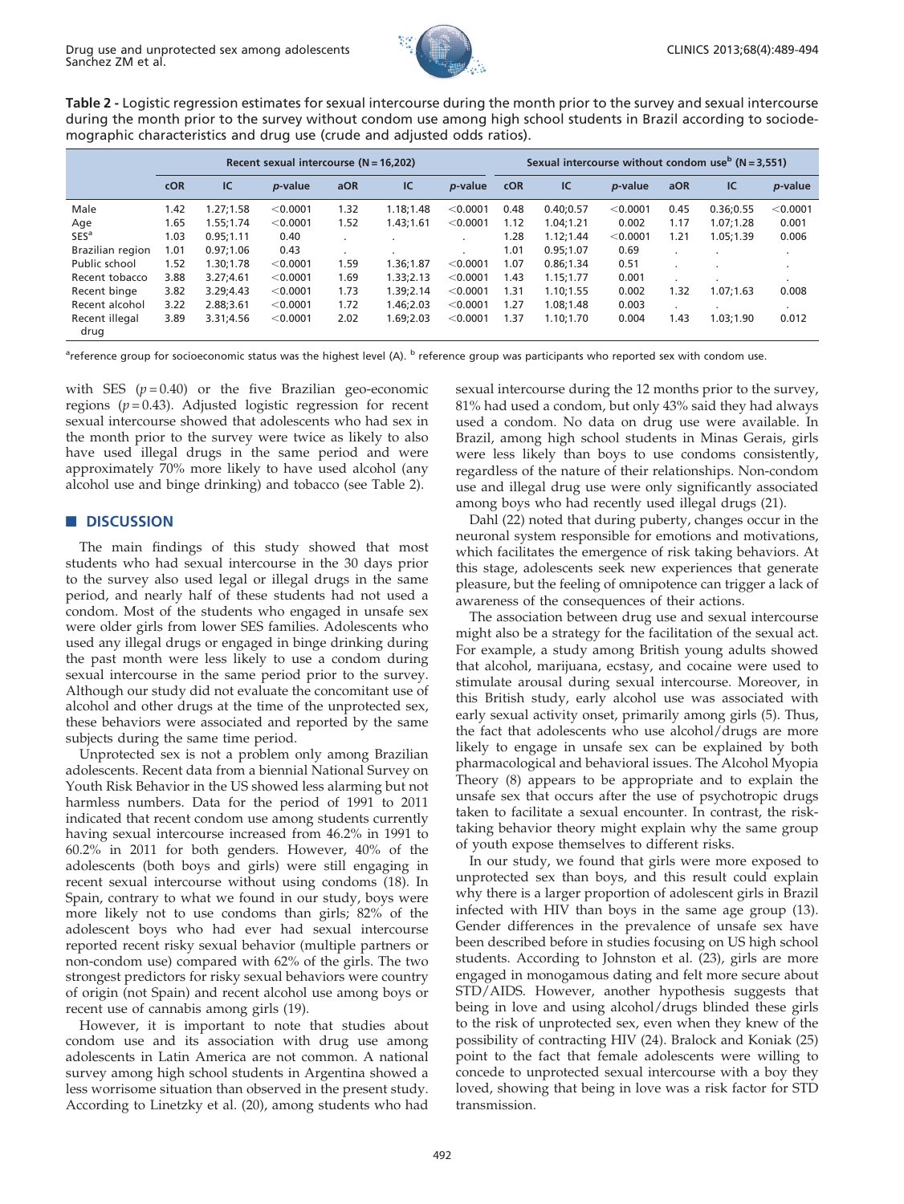**Table 2 -** Logistic regression estimates for sexual intercourse during the month prior to the survey and sexual intercourse during the month prior to the survey without condom use among high school students in Brazil according to sociodemographic characteristics and drug use (crude and adjusted odds ratios).

| | Recent sexual intercourse (N = 16,202) | | | | | | Sexual intercourse without condom use[b] (N = 3,551) | | | | | |
|---|---|---|---|---|---|---|---|---|---|---|---|---|
| | cOR | IC | *p*-value | aOR | IC | *p*-value | cOR | IC | *p*-value | aOR | IC | *p*-value |
| Male | 1.42 | 1.27;1.58 | <0.0001 | 1.32 | 1.18;1.48 | <0.0001 | 0.48 | 0.40;0.57 | <0.0001 | 0.45 | 0.36;0.55 | <0.0001 |
| Age | 1.65 | 1.55;1.74 | <0.0001 | 1.52 | 1.43;1.61 | <0.0001 | 1.12 | 1.04;1.21 | 0.002 | 1.17 | 1.07;1.28 | 0.001 |
| SES[a] | 1.03 | 0.95;1.11 | 0.40 | . | . | . | 1.28 | 1.12;1.44 | <0.0001 | 1.21 | 1.05;1.39 | 0.006 |
| Brazilian region | 1.01 | 0.97;1.06 | 0.43 | . | . | . | 1.01 | 0.95;1.07 | 0.69 | . | . | . |
| Public school | 1.52 | 1.30;1.78 | <0.0001 | 1.59 | 1.36;1.87 | <0.0001 | 1.07 | 0.86;1.34 | 0.51 | . | . | . |
| Recent tobacco | 3.88 | 3.27;4.61 | <0.0001 | 1.69 | 1.33;2.13 | <0.0001 | 1.43 | 1.15;1.77 | 0.001 | . | . | . |
| Recent binge | 3.82 | 3.29;4.43 | <0.0001 | 1.73 | 1.39;2.14 | <0.0001 | 1.31 | 1.10;1.55 | 0.002 | 1.32 | 1.07;1.63 | 0.008 |
| Recent alcohol | 3.22 | 2.88;3.61 | <0.0001 | 1.72 | 1.46;2.03 | <0.0001 | 1.27 | 1.08;1.48 | 0.003 | . | . | . |
| Recent illegal drug | 3.89 | 3.31;4.56 | <0.0001 | 2.02 | 1.69;2.03 | <0.0001 | 1.37 | 1.10;1.70 | 0.004 | 1.43 | 1.03;1.90 | 0.012 |

[a]reference group for socioeconomic status was the highest level (A). [b] reference group was participants who reported sex with condom use.

with SES ($p = 0.40$) or the five Brazilian geo-economic regions ($p = 0.43$). Adjusted logistic regression for recent sexual intercourse showed that adolescents who had sex in the month prior to the survey were twice as likely to also have used illegal drugs in the same period and were approximately 70% more likely to have used alcohol (any alcohol use and binge drinking) and tobacco (see Table 2).

## DISCUSSION

The main findings of this study showed that most students who had sexual intercourse in the 30 days prior to the survey also used legal or illegal drugs in the same period, and nearly half of these students had not used a condom. Most of the students who engaged in unsafe sex were older girls from lower SES families. Adolescents who used any illegal drugs or engaged in binge drinking during the past month were less likely to use a condom during sexual intercourse in the same period prior to the survey. Although our study did not evaluate the concomitant use of alcohol and other drugs at the time of the unprotected sex, these behaviors were associated and reported by the same subjects during the same time period.

Unprotected sex is not a problem only among Brazilian adolescents. Recent data from a biennial National Survey on Youth Risk Behavior in the US showed less alarming but not harmless numbers. Data for the period of 1991 to 2011 indicated that recent condom use among students currently having sexual intercourse increased from 46.2% in 1991 to 60.2% in 2011 for both genders. However, 40% of the adolescents (both boys and girls) were still engaging in recent sexual intercourse without using condoms (18). In Spain, contrary to what we found in our study, boys were more likely not to use condoms than girls; 82% of the adolescent boys who had ever had sexual intercourse reported recent risky sexual behavior (multiple partners or non-condom use) compared with 62% of the girls. The two strongest predictors for risky sexual behaviors were country of origin (not Spain) and recent alcohol use among boys or recent use of cannabis among girls (19).

However, it is important to note that studies about condom use and its association with drug use among adolescents in Latin America are not common. A national survey among high school students in Argentina showed a less worrisome situation than observed in the present study. According to Linetzky et al. (20), among students who had sexual intercourse during the 12 months prior to the survey, 81% had used a condom, but only 43% said they had always used a condom. No data on drug use were available. In Brazil, among high school students in Minas Gerais, girls were less likely than boys to use condoms consistently, regardless of the nature of their relationships. Non-condom use and illegal drug use were only significantly associated among boys who had recently used illegal drugs (21).

Dahl (22) noted that during puberty, changes occur in the neuronal system responsible for emotions and motivations, which facilitates the emergence of risk taking behaviors. At this stage, adolescents seek new experiences that generate pleasure, but the feeling of omnipotence can trigger a lack of awareness of the consequences of their actions.

The association between drug use and sexual intercourse might also be a strategy for the facilitation of the sexual act. For example, a study among British young adults showed that alcohol, marijuana, ecstasy, and cocaine were used to stimulate arousal during sexual intercourse. Moreover, in this British study, early alcohol use was associated with early sexual activity onset, primarily among girls (5). Thus, the fact that adolescents who use alcohol/drugs are more likely to engage in unsafe sex can be explained by both pharmacological and behavioral issues. The Alcohol Myopia Theory (8) appears to be appropriate and to explain the unsafe sex that occurs after the use of psychotropic drugs taken to facilitate a sexual encounter. In contrast, the risk-taking behavior theory might explain why the same group of youth expose themselves to different risks.

In our study, we found that girls were more exposed to unprotected sex than boys, and this result could explain why there is a larger proportion of adolescent girls in Brazil infected with HIV than boys in the same age group (13). Gender differences in the prevalence of unsafe sex have been described before in studies focusing on US high school students. According to Johnston et al. (23), girls are more engaged in monogamous dating and felt more secure about STD/AIDS. However, another hypothesis suggests that being in love and using alcohol/drugs blinded these girls to the risk of unprotected sex, even when they knew of the possibility of contracting HIV (24). Bralock and Koniak (25) point to the fact that female adolescents were willing to concede to unprotected sexual intercourse with a boy they loved, showing that being in love was a risk factor for STD transmission.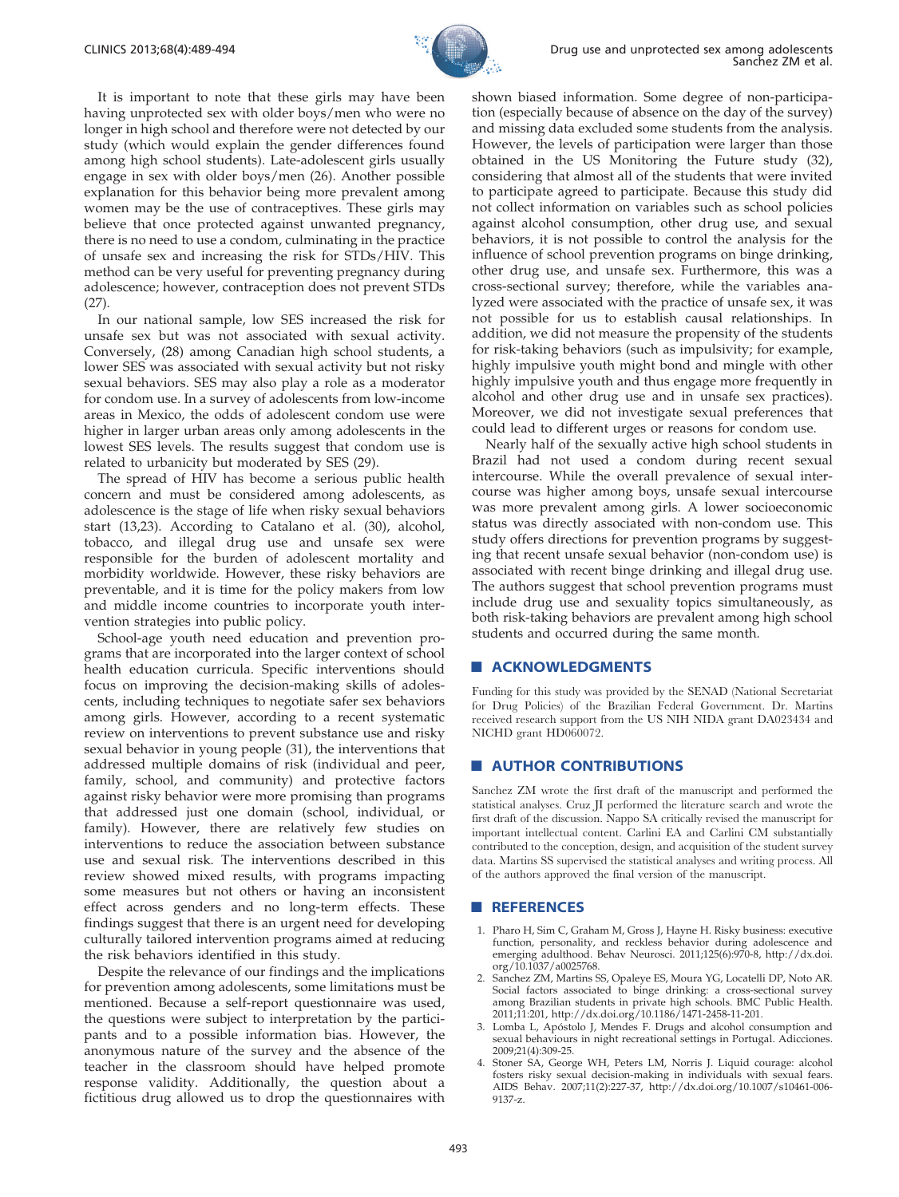It is important to note that these girls may have been having unprotected sex with older boys/men who were no longer in high school and therefore were not detected by our study (which would explain the gender differences found among high school students). Late-adolescent girls usually engage in sex with older boys/men (26). Another possible explanation for this behavior being more prevalent among women may be the use of contraceptives. These girls may believe that once protected against unwanted pregnancy, there is no need to use a condom, culminating in the practice of unsafe sex and increasing the risk for STDs/HIV. This method can be very useful for preventing pregnancy during adolescence; however, contraception does not prevent STDs (27).

In our national sample, low SES increased the risk for unsafe sex but was not associated with sexual activity. Conversely, (28) among Canadian high school students, a lower SES was associated with sexual activity but not risky sexual behaviors. SES may also play a role as a moderator for condom use. In a survey of adolescents from low-income areas in Mexico, the odds of adolescent condom use were higher in larger urban areas only among adolescents in the lowest SES levels. The results suggest that condom use is related to urbanicity but moderated by SES (29).

The spread of HIV has become a serious public health concern and must be considered among adolescents, as adolescence is the stage of life when risky sexual behaviors start (13,23). According to Catalano et al. (30), alcohol, tobacco, and illegal drug use and unsafe sex were responsible for the burden of adolescent mortality and morbidity worldwide. However, these risky behaviors are preventable, and it is time for the policy makers from low and middle income countries to incorporate youth intervention strategies into public policy.

School-age youth need education and prevention programs that are incorporated into the larger context of school health education curricula. Specific interventions should focus on improving the decision-making skills of adolescents, including techniques to negotiate safer sex behaviors among girls. However, according to a recent systematic review on interventions to prevent substance use and risky sexual behavior in young people (31), the interventions that addressed multiple domains of risk (individual and peer, family, school, and community) and protective factors against risky behavior were more promising than programs that addressed just one domain (school, individual, or family). However, there are relatively few studies on interventions to reduce the association between substance use and sexual risk. The interventions described in this review showed mixed results, with programs impacting some measures but not others or having an inconsistent effect across genders and no long-term effects. These findings suggest that there is an urgent need for developing culturally tailored intervention programs aimed at reducing the risk behaviors identified in this study.

Despite the relevance of our findings and the implications for prevention among adolescents, some limitations must be mentioned. Because a self-report questionnaire was used, the questions were subject to interpretation by the participants and to a possible information bias. However, the anonymous nature of the survey and the absence of the teacher in the classroom should have helped promote response validity. Additionally, the question about a fictitious drug allowed us to drop the questionnaires with shown biased information. Some degree of non-participation (especially because of absence on the day of the survey) and missing data excluded some students from the analysis. However, the levels of participation were larger than those obtained in the US Monitoring the Future study (32), considering that almost all of the students that were invited to participate agreed to participate. Because this study did not collect information on variables such as school policies against alcohol consumption, other drug use, and sexual behaviors, it is not possible to control the analysis for the influence of school prevention programs on binge drinking, other drug use, and unsafe sex. Furthermore, this was a cross-sectional survey; therefore, while the variables analyzed were associated with the practice of unsafe sex, it was not possible for us to establish causal relationships. In addition, we did not measure the propensity of the students for risk-taking behaviors (such as impulsivity; for example, highly impulsive youth might bond and mingle with other highly impulsive youth and thus engage more frequently in alcohol and other drug use and in unsafe sex practices). Moreover, we did not investigate sexual preferences that could lead to different urges or reasons for condom use.

Nearly half of the sexually active high school students in Brazil had not used a condom during recent sexual intercourse. While the overall prevalence of sexual intercourse was higher among boys, unsafe sexual intercourse was more prevalent among girls. A lower socioeconomic status was directly associated with non-condom use. This study offers directions for prevention programs by suggesting that recent unsafe sexual behavior (non-condom use) is associated with recent binge drinking and illegal drug use. The authors suggest that school prevention programs must include drug use and sexuality topics simultaneously, as both risk-taking behaviors are prevalent among high school students and occurred during the same month.

## ACKNOWLEDGMENTS

Funding for this study was provided by the SENAD (National Secretariat for Drug Policies) of the Brazilian Federal Government. Dr. Martins received research support from the US NIH NIDA grant DA023434 and NICHD grant HD060072.

## AUTHOR CONTRIBUTIONS

Sanchez ZM wrote the first draft of the manuscript and performed the statistical analyses. Cruz JI performed the literature search and wrote the first draft of the discussion. Nappo SA critically revised the manuscript for important intellectual content. Carlini EA and Carlini CM substantially contributed to the conception, design, and acquisition of the student survey data. Martins SS supervised the statistical analyses and writing process. All of the authors approved the final version of the manuscript.

## REFERENCES

1. Pharo H, Sim C, Graham M, Gross J, Hayne H. Risky business: executive function, personality, and reckless behavior during adolescence and emerging adulthood. Behav Neurosci. 2011;125(6):970-8, http://dx.doi.org/10.1037/a0025768.
2. Sanchez ZM, Martins SS, Opaleye ES, Moura YG, Locatelli DP, Noto AR. Social factors associated to binge drinking: a cross-sectional survey among Brazilian students in private high schools. BMC Public Health. 2011;11:201, http://dx.doi.org/10.1186/1471-2458-11-201.
3. Lomba L, Apóstolo J, Mendes F. Drugs and alcohol consumption and sexual behaviours in night recreational settings in Portugal. Adicciones. 2009;21(4):309-25.
4. Stoner SA, George WH, Peters LM, Norris J. Liquid courage: alcohol fosters risky sexual decision-making in individuals with sexual fears. AIDS Behav. 2007;11(2):227-37, http://dx.doi.org/10.1007/s10461-006-9137-z.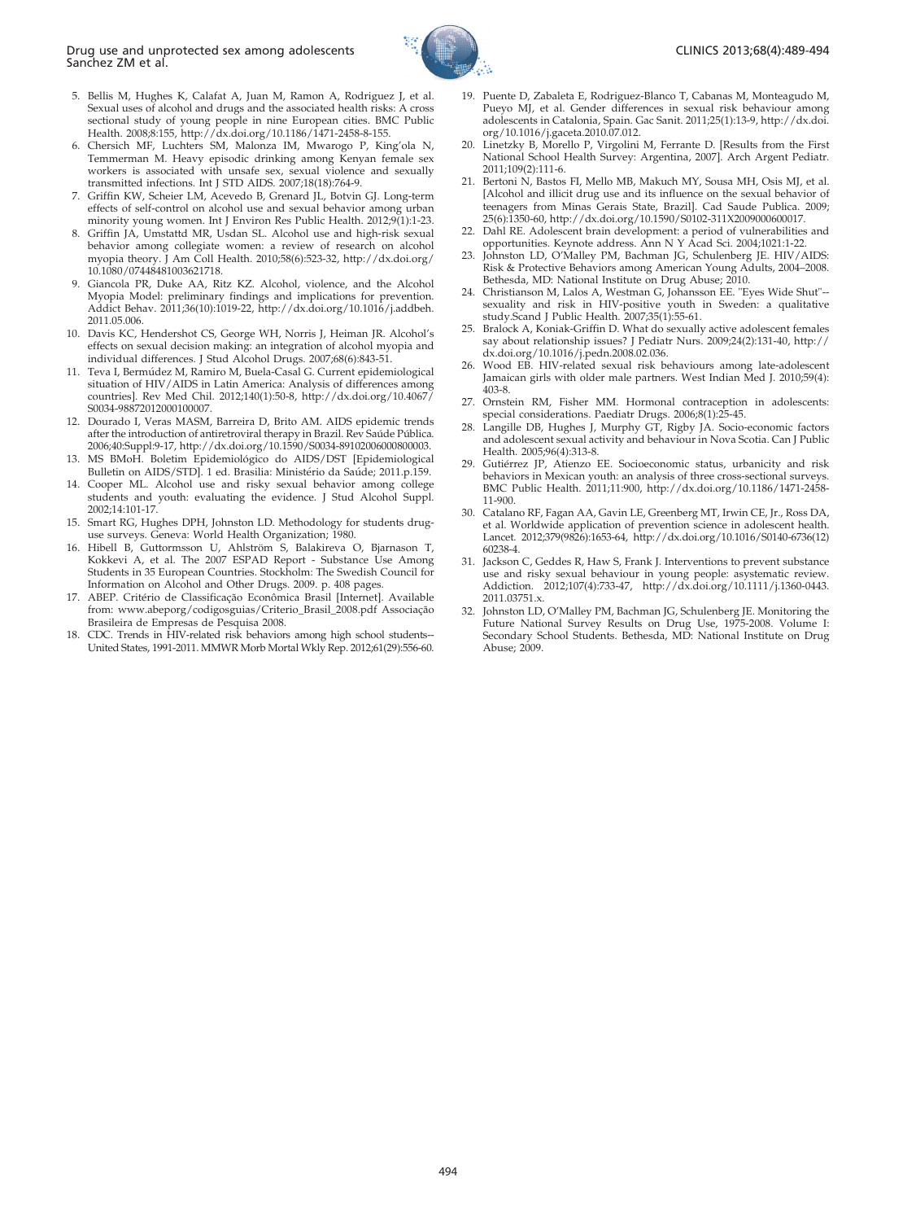5. Bellis M, Hughes K, Calafat A, Juan M, Ramon A, Rodriguez J, et al. Sexual uses of alcohol and drugs and the associated health risks: A cross sectional study of young people in nine European cities. BMC Public Health. 2008;8:155, http://dx.doi.org/10.1186/1471-2458-8-155.
6. Chersich MF, Luchters SM, Malonza IM, Mwarogo P, King'ola N, Temmerman M. Heavy episodic drinking among Kenyan female sex workers is associated with unsafe sex, sexual violence and sexually transmitted infections. Int J STD AIDS. 2007;18(18):764-9.
7. Griffin KW, Scheier LM, Acevedo B, Grenard JL, Botvin GJ. Long-term effects of self-control on alcohol use and sexual behavior among urban minority young women. Int J Environ Res Public Health. 2012;9(1):1-23.
8. Griffin JA, Umstattd MR, Usdan SL. Alcohol use and high-risk sexual behavior among collegiate women: a review of research on alcohol myopia theory. J Am Coll Health. 2010;58(6):523-32, http://dx.doi.org/10.1080/07448481003621718.
9. Giancola PR, Duke AA, Ritz KZ. Alcohol, violence, and the Alcohol Myopia Model: preliminary findings and implications for prevention. Addict Behav. 2011;36(10):1019-22, http://dx.doi.org/10.1016/j.addbeh.2011.05.006.
10. Davis KC, Hendershot CS, George WH, Norris J, Heiman JR. Alcohol's effects on sexual decision making: an integration of alcohol myopia and individual differences. J Stud Alcohol Drugs. 2007;68(6):843-51.
11. Teva I, Bermúdez M, Ramiro M, Buela-Casal G. Current epidemiological situation of HIV/AIDS in Latin America: Analysis of differences among countries]. Rev Med Chil. 2012;140(1):50-8, http://dx.doi.org/10.4067/S0034-98872012000100007.
12. Dourado I, Veras MASM, Barreira D, Brito AM. AIDS epidemic trends after the introduction of antiretroviral therapy in Brazil. Rev Saúde Pública. 2006;40:Suppl:9-17, http://dx.doi.org/10.1590/S0034-89102006000800003.
13. MS BMoH. Boletim Epidemiológico do AIDS/DST [Epidemiological Bulletin on AIDS/STD]. 1 ed. Brasilia: Ministério da Saúde; 2011.p.159.
14. Cooper ML. Alcohol use and risky sexual behavior among college students and youth: evaluating the evidence. J Stud Alcohol Suppl. 2002;14:101-17.
15. Smart RG, Hughes DPH, Johnston LD. Methodology for students drug-use surveys. Geneva: World Health Organization; 1980.
16. Hibell B, Guttormsson U, Ahlström S, Balakireva O, Bjarnason T, Kokkevi A, et al. The 2007 ESPAD Report - Substance Use Among Students in 35 European Countries. Stockholm: The Swedish Council for Information on Alcohol and Other Drugs. 2009. p. 408 pages.
17. ABEP. Critério de Classificação Econômica Brasil [Internet]. Available from: www.abeporg/codigosguias/Criterio_Brasil_2008.pdf Associação Brasileira de Empresas de Pesquisa 2008.
18. CDC. Trends in HIV-related risk behaviors among high school students--United States, 1991-2011. MMWR Morb Mortal Wkly Rep. 2012;61(29):556-60.
19. Puente D, Zabaleta E, Rodriguez-Blanco T, Cabanas M, Monteagudo M, Pueyo MJ, et al. Gender differences in sexual risk behaviour among adolescents in Catalonia, Spain. Gac Sanit. 2011;25(1):13-9, http://dx.doi.org/10.1016/j.gaceta.2010.07.012.
20. Linetzky B, Morello P, Virgolini M, Ferrante D. [Results from the First National School Health Survey: Argentina, 2007]. Arch Argent Pediatr. 2011;109(2):111-6.
21. Bertoni N, Bastos FI, Mello MB, Makuch MY, Sousa MH, Osis MJ, et al. [Alcohol and illicit drug use and its influence on the sexual behavior of teenagers from Minas Gerais State, Brazil]. Cad Saude Publica. 2009; 25(6):1350-60, http://dx.doi.org/10.1590/S0102-311X2009000600017.
22. Dahl RE. Adolescent brain development: a period of vulnerabilities and opportunities. Keynote address. Ann N Y Acad Sci. 2004;1021:1-22.
23. Johnston LD, O'Malley PM, Bachman JG, Schulenberg JE. HIV/AIDS: Risk & Protective Behaviors among American Young Adults, 2004–2008. Bethesda, MD: National Institute on Drug Abuse; 2010.
24. Christianson M, Lalos A, Westman G, Johansson EE. "Eyes Wide Shut"--sexuality and risk in HIV-positive youth in Sweden: a qualitative study.Scand J Public Health. 2007;35(1):55-61.
25. Bralock A, Koniak-Griffin D. What do sexually active adolescent females say about relationship issues? J Pediatr Nurs. 2009;24(2):131-40, http://dx.doi.org/10.1016/j.pedn.2008.02.036.
26. Wood EB. HIV-related sexual risk behaviours among late-adolescent Jamaican girls with older male partners. West Indian Med J. 2010;59(4):403-8.
27. Ornstein RM, Fisher MM. Hormonal contraception in adolescents: special considerations. Paediatr Drugs. 2006;8(1):25-45.
28. Langille DB, Hughes J, Murphy GT, Rigby JA. Socio-economic factors and adolescent sexual activity and behaviour in Nova Scotia. Can J Public Health. 2005;96(4):313-8.
29. Gutiérrez JP, Atienzo EE. Socioeconomic status, urbanicity and risk behaviors in Mexican youth: an analysis of three cross-sectional surveys. BMC Public Health. 2011;11:900, http://dx.doi.org/10.1186/1471-2458-11-900.
30. Catalano RF, Fagan AA, Gavin LE, Greenberg MT, Irwin CE, Jr., Ross DA, et al. Worldwide application of prevention science in adolescent health. Lancet. 2012;379(9826):1653-64, http://dx.doi.org/10.1016/S0140-6736(12)60238-4.
31. Jackson C, Geddes R, Haw S, Frank J. Interventions to prevent substance use and risky sexual behaviour in young people: asystematic review. Addiction. 2012;107(4):733-47, http://dx.doi.org/10.1111/j.1360-0443.2011.03751.x.
32. Johnston LD, O'Malley PM, Bachman JG, Schulenberg JE. Monitoring the Future National Survey Results on Drug Use, 1975-2008. Volume I: Secondary School Students. Bethesda, MD: National Institute on Drug Abuse; 2009.